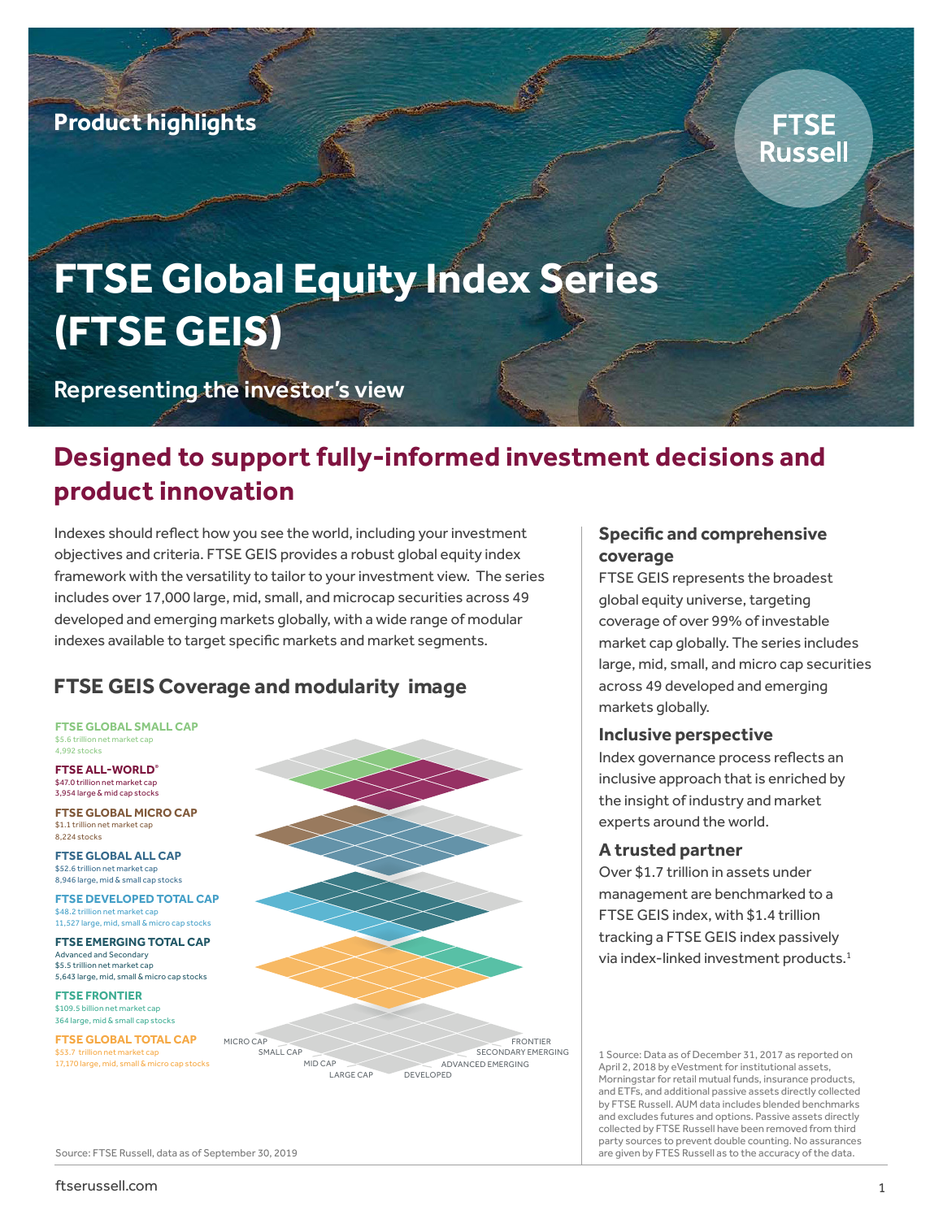Product highlights

FTSE Russell

# FTSE Global Equity Index Series (FTSE GEIS)

Representing the investor's view

## Designed to support fully-informed investment decisions and product innovation

Indexes should reflect how you see the world, including your investment objectives and criteria. FTSE GEIS provides a robust global equity index framework with the versatility to tailor to your investment view. The series includes over 17,000 large, mid, small, and microcap securities across 49 developed and emerging markets globally, with a wide range of modular indexes available to target specific markets and market segments.

### FTSE GEIS Coverage and modularity image

**FTSE GLOBAL SMALL CAP**
$5.6 trillion net market cap
4,992 stocks

**FTSE ALL-WORLD®**
$47.0 trillion net market cap
3,954 large & mid cap stocks

**FTSE GLOBAL MICRO CAP**
$1.1 trillion net market cap
8,224 stocks

**FTSE GLOBAL ALL CAP**
$52.6 trillion net market cap
8,946 large, mid & small cap stocks

**FTSE DEVELOPED TOTAL CAP**
$48.2 trillion net market cap
11,527 large, mid, small & micro cap stocks

**FTSE EMERGING TOTAL CAP**
Advanced and Secondary
$5.5 trillion net market cap
5,643 large, mid, small & micro cap stocks

**FTSE FRONTIER**
$109.5 billion net market cap
364 large, mid & small cap stocks

**FTSE GLOBAL TOTAL CAP**
$53.7 trillion net market cap
17,170 large, mid, small & micro cap stocks

MICRO CAP
SMALL CAP
MID CAP
LARGE CAP
DEVELOPED
ADVANCED EMERGING
SECONDARY EMERGING
FRONTIER

Source: FTSE Russell, data as of September 30, 2019

### Specific and comprehensive coverage

FTSE GEIS represents the broadest global equity universe, targeting coverage of over 99% of investable market cap globally. The series includes large, mid, small, and micro cap securities across 49 developed and emerging markets globally.

### Inclusive perspective

Index governance process reflects an inclusive approach that is enriched by the insight of industry and market experts around the world.

### A trusted partner

Over $1.7 trillion in assets under management are benchmarked to a FTSE GEIS index, with $1.4 trillion tracking a FTSE GEIS index passively via index-linked investment products.[1]

1 Source: Data as of December 31, 2017 as reported on April 2, 2018 by eVestment for institutional assets, Morningstar for retail mutual funds, insurance products, and ETFs, and additional passive assets directly collected by FTSE Russell. AUM data includes blended benchmarks and excludes futures and options. Passive assets directly collected by FTSE Russell have been removed from third party sources to prevent double counting. No assurances are given by FTES Russell as to the accuracy of the data.

ftserussell.com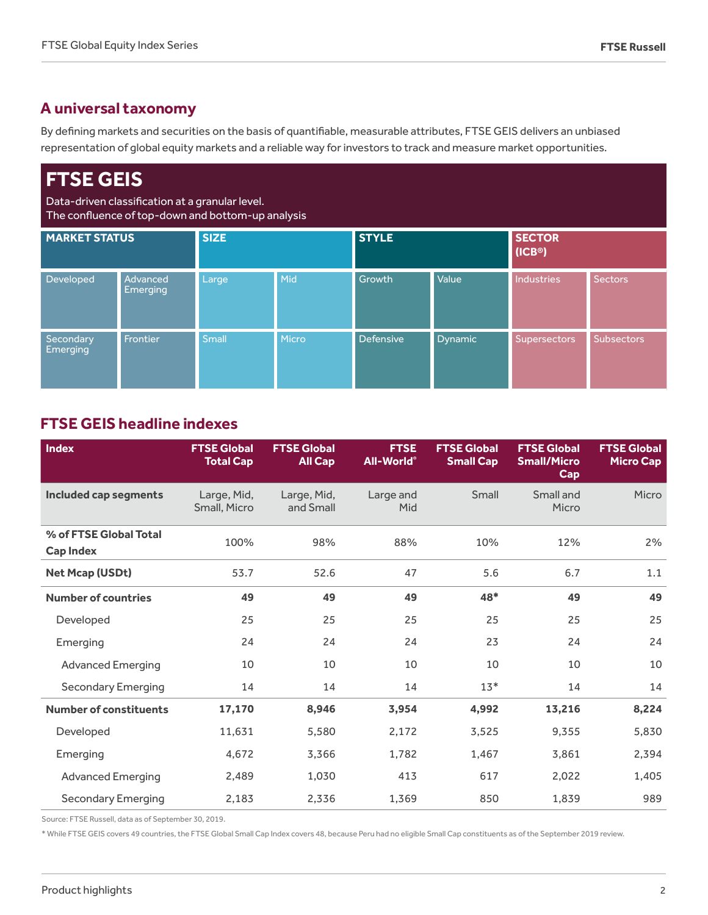## A universal taxonomy

By defining markets and securities on the basis of quantifiable, measurable attributes, FTSE GEIS delivers an unbiased representation of global equity markets and a reliable way for investors to track and measure market opportunities.

# FTSE GEIS

Data-driven classification at a granular level.
The confluence of top-down and bottom-up analysis

| MARKET STATUS | | SIZE | | STYLE | | SECTOR (ICB®) | |
|---|---|---|---|---|---|---|---|
| Developed | Advanced Emerging | Large | Mid | Growth | Value | Industries | Sectors |
| Secondary Emerging | Frontier | Small | Micro | Defensive | Dynamic | Supersectors | Subsectors |

## FTSE GEIS headline indexes

| Index | FTSE Global Total Cap | FTSE Global All Cap | FTSE All-World® | FTSE Global Small Cap | FTSE Global Small/Micro Cap | FTSE Global Micro Cap |
|---|---|---|---|---|---|---|
| **Included cap segments** | Large, Mid, Small, Micro | Large, Mid, and Small | Large and Mid | Small | Small and Micro | Micro |
| **% of FTSE Global Total Cap Index** | 100% | 98% | 88% | 10% | 12% | 2% |
| **Net Mcap (USDt)** | 53.7 | 52.6 | 47 | 5.6 | 6.7 | 1.1 |
| **Number of countries** | **49** | **49** | **49** | **48*** | **49** | **49** |
| Developed | 25 | 25 | 25 | 25 | 25 | 25 |
| Emerging | 24 | 24 | 24 | 23 | 24 | 24 |
| Advanced Emerging | 10 | 10 | 10 | 10 | 10 | 10 |
| Secondary Emerging | 14 | 14 | 14 | 13* | 14 | 14 |
| **Number of constituents** | **17,170** | **8,946** | **3,954** | **4,992** | **13,216** | **8,224** |
| Developed | 11,631 | 5,580 | 2,172 | 3,525 | 9,355 | 5,830 |
| Emerging | 4,672 | 3,366 | 1,782 | 1,467 | 3,861 | 2,394 |
| Advanced Emerging | 2,489 | 1,030 | 413 | 617 | 2,022 | 1,405 |
| Secondary Emerging | 2,183 | 2,336 | 1,369 | 850 | 1,839 | 989 |

Source: FTSE Russell, data as of September 30, 2019.

* While FTSE GEIS covers 49 countries, the FTSE Global Small Cap Index covers 48, because Peru had no eligible Small Cap constituents as of the September 2019 review.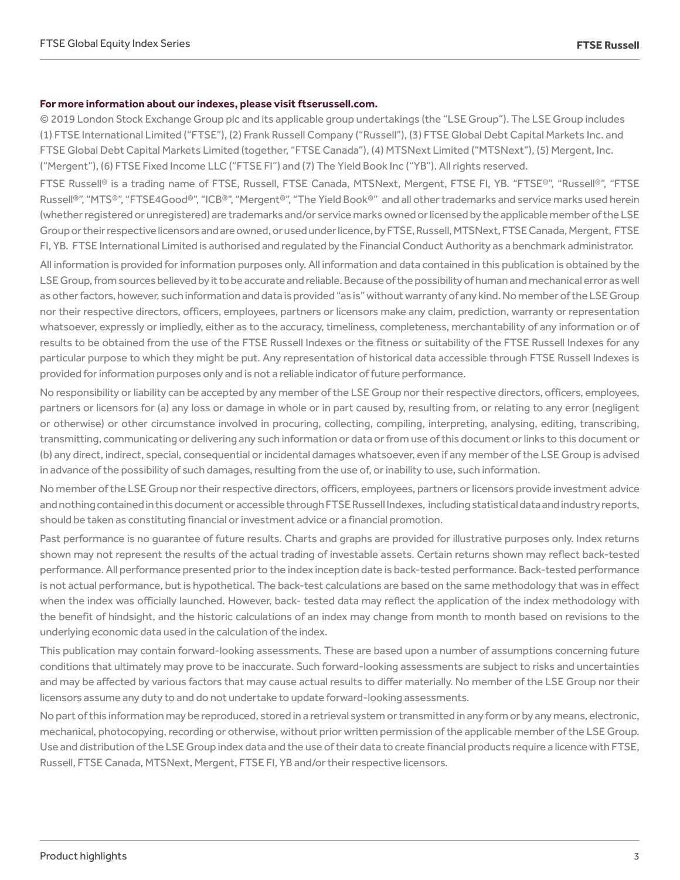**For more information about our indexes, please visit ftserussell.com.**

© 2019 London Stock Exchange Group plc and its applicable group undertakings (the "LSE Group"). The LSE Group includes (1) FTSE International Limited ("FTSE"), (2) Frank Russell Company ("Russell"), (3) FTSE Global Debt Capital Markets Inc. and FTSE Global Debt Capital Markets Limited (together, "FTSE Canada"), (4) MTSNext Limited ("MTSNext"), (5) Mergent, Inc. ("Mergent"), (6) FTSE Fixed Income LLC ("FTSE FI") and (7) The Yield Book Inc ("YB"). All rights reserved.

FTSE Russell® is a trading name of FTSE, Russell, FTSE Canada, MTSNext, Mergent, FTSE FI, YB. "FTSE®", "Russell®", "FTSE Russell®", "MTS®", "FTSE4Good®", "ICB®", "Mergent®", "The Yield Book®" and all other trademarks and service marks used herein (whether registered or unregistered) are trademarks and/or service marks owned or licensed by the applicable member of the LSE Group or their respective licensors and are owned, or used under licence, by FTSE, Russell, MTSNext, FTSE Canada, Mergent, FTSE FI, YB. FTSE International Limited is authorised and regulated by the Financial Conduct Authority as a benchmark administrator.

All information is provided for information purposes only. All information and data contained in this publication is obtained by the LSE Group, from sources believed by it to be accurate and reliable. Because of the possibility of human and mechanical error as well as other factors, however, such information and data is provided "as is" without warranty of any kind. No member of the LSE Group nor their respective directors, officers, employees, partners or licensors make any claim, prediction, warranty or representation whatsoever, expressly or impliedly, either as to the accuracy, timeliness, completeness, merchantability of any information or of results to be obtained from the use of the FTSE Russell Indexes or the fitness or suitability of the FTSE Russell Indexes for any particular purpose to which they might be put. Any representation of historical data accessible through FTSE Russell Indexes is provided for information purposes only and is not a reliable indicator of future performance.

No responsibility or liability can be accepted by any member of the LSE Group nor their respective directors, officers, employees, partners or licensors for (a) any loss or damage in whole or in part caused by, resulting from, or relating to any error (negligent or otherwise) or other circumstance involved in procuring, collecting, compiling, interpreting, analysing, editing, transcribing, transmitting, communicating or delivering any such information or data or from use of this document or links to this document or (b) any direct, indirect, special, consequential or incidental damages whatsoever, even if any member of the LSE Group is advised in advance of the possibility of such damages, resulting from the use of, or inability to use, such information.

No member of the LSE Group nor their respective directors, officers, employees, partners or licensors provide investment advice and nothing contained in this document or accessible through FTSE Russell Indexes, including statistical data and industry reports, should be taken as constituting financial or investment advice or a financial promotion.

Past performance is no guarantee of future results. Charts and graphs are provided for illustrative purposes only. Index returns shown may not represent the results of the actual trading of investable assets. Certain returns shown may reflect back-tested performance. All performance presented prior to the index inception date is back-tested performance. Back-tested performance is not actual performance, but is hypothetical. The back-test calculations are based on the same methodology that was in effect when the index was officially launched. However, back- tested data may reflect the application of the index methodology with the benefit of hindsight, and the historic calculations of an index may change from month to month based on revisions to the underlying economic data used in the calculation of the index.

This publication may contain forward-looking assessments. These are based upon a number of assumptions concerning future conditions that ultimately may prove to be inaccurate. Such forward-looking assessments are subject to risks and uncertainties and may be affected by various factors that may cause actual results to differ materially. No member of the LSE Group nor their licensors assume any duty to and do not undertake to update forward-looking assessments.

No part of this information may be reproduced, stored in a retrieval system or transmitted in any form or by any means, electronic, mechanical, photocopying, recording or otherwise, without prior written permission of the applicable member of the LSE Group. Use and distribution of the LSE Group index data and the use of their data to create financial products require a licence with FTSE, Russell, FTSE Canada, MTSNext, Mergent, FTSE FI, YB and/or their respective licensors.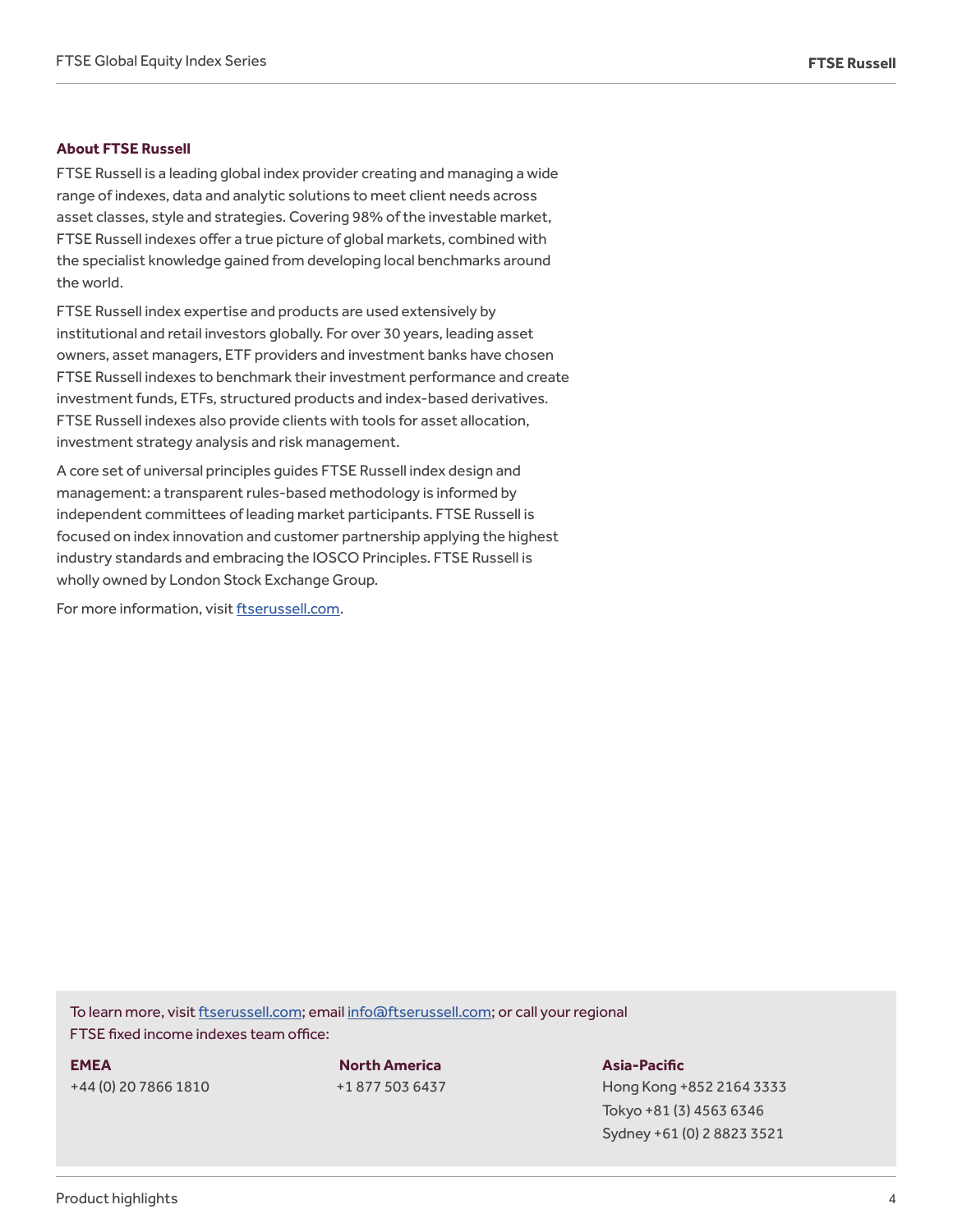### About FTSE Russell

FTSE Russell is a leading global index provider creating and managing a wide range of indexes, data and analytic solutions to meet client needs across asset classes, style and strategies. Covering 98% of the investable market, FTSE Russell indexes offer a true picture of global markets, combined with the specialist knowledge gained from developing local benchmarks around the world.

FTSE Russell index expertise and products are used extensively by institutional and retail investors globally. For over 30 years, leading asset owners, asset managers, ETF providers and investment banks have chosen FTSE Russell indexes to benchmark their investment performance and create investment funds, ETFs, structured products and index-based derivatives. FTSE Russell indexes also provide clients with tools for asset allocation, investment strategy analysis and risk management.

A core set of universal principles guides FTSE Russell index design and management: a transparent rules-based methodology is informed by independent committees of leading market participants. FTSE Russell is focused on index innovation and customer partnership applying the highest industry standards and embracing the IOSCO Principles. FTSE Russell is wholly owned by London Stock Exchange Group.

For more information, visit ftserussell.com.

To learn more, visit ftserussell.com; email info@ftserussell.com; or call your regional FTSE fixed income indexes team office:

**EMEA**
+44 (0) 20 7866 1810

**North America**
+1 877 503 6437

**Asia-Pacific**
Hong Kong +852 2164 3333
Tokyo +81 (3) 4563 6346
Sydney +61 (0) 2 8823 3521